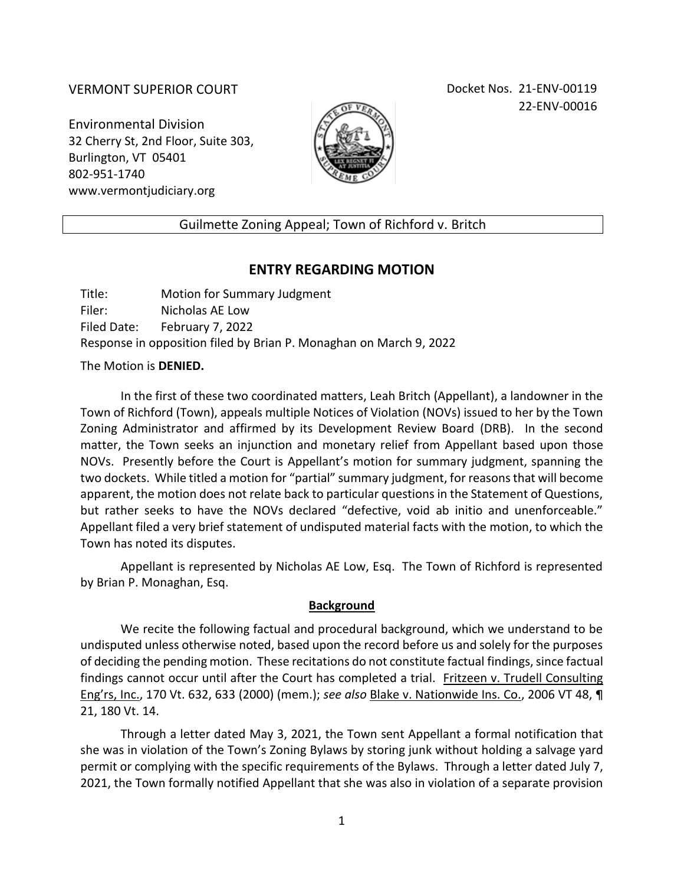VERMONT SUPERIOR COURT

Docket Nos. 21-ENV-00119
22-ENV-00016

Environmental Division
32 Cherry St, 2nd Floor, Suite 303,
Burlington, VT 05401
802-951-1740
www.vermontjudiciary.org

Guilmette Zoning Appeal; Town of Richford v. Britch

## ENTRY REGARDING MOTION

Title: Motion for Summary Judgment
Filer: Nicholas AE Low
Filed Date: February 7, 2022
Response in opposition filed by Brian P. Monaghan on March 9, 2022

The Motion is **DENIED.**

In the first of these two coordinated matters, Leah Britch (Appellant), a landowner in the Town of Richford (Town), appeals multiple Notices of Violation (NOVs) issued to her by the Town Zoning Administrator and affirmed by its Development Review Board (DRB). In the second matter, the Town seeks an injunction and monetary relief from Appellant based upon those NOVs. Presently before the Court is Appellant's motion for summary judgment, spanning the two dockets. While titled a motion for "partial" summary judgment, for reasons that will become apparent, the motion does not relate back to particular questions in the Statement of Questions, but rather seeks to have the NOVs declared "defective, void ab initio and unenforceable." Appellant filed a very brief statement of undisputed material facts with the motion, to which the Town has noted its disputes.

Appellant is represented by Nicholas AE Low, Esq. The Town of Richford is represented by Brian P. Monaghan, Esq.

**Background**

We recite the following factual and procedural background, which we understand to be undisputed unless otherwise noted, based upon the record before us and solely for the purposes of deciding the pending motion. These recitations do not constitute factual findings, since factual findings cannot occur until after the Court has completed a trial. Fritzeen v. Trudell Consulting Eng'rs, Inc., 170 Vt. 632, 633 (2000) (mem.); *see also* Blake v. Nationwide Ins. Co., 2006 VT 48, ¶ 21, 180 Vt. 14.

Through a letter dated May 3, 2021, the Town sent Appellant a formal notification that she was in violation of the Town's Zoning Bylaws by storing junk without holding a salvage yard permit or complying with the specific requirements of the Bylaws. Through a letter dated July 7, 2021, the Town formally notified Appellant that she was also in violation of a separate provision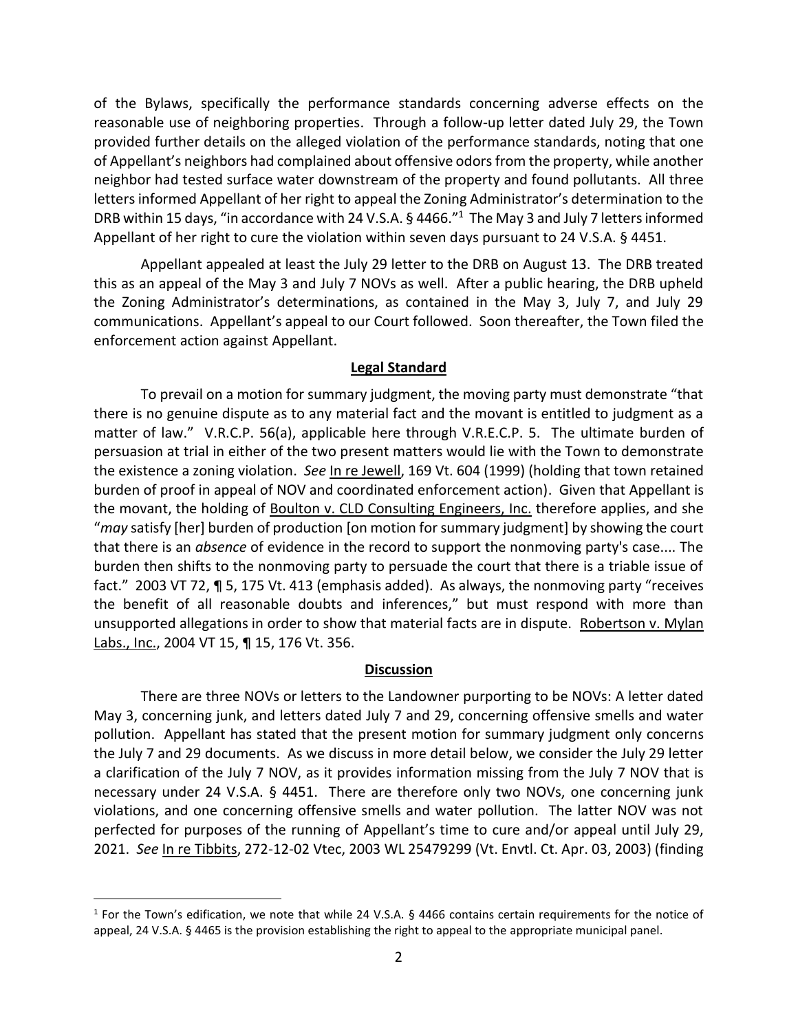of the Bylaws, specifically the performance standards concerning adverse effects on the reasonable use of neighboring properties. Through a follow-up letter dated July 29, the Town provided further details on the alleged violation of the performance standards, noting that one of Appellant's neighbors had complained about offensive odors from the property, while another neighbor had tested surface water downstream of the property and found pollutants. All three letters informed Appellant of her right to appeal the Zoning Administrator's determination to the DRB within 15 days, "in accordance with 24 V.S.A. § 4466."[1] The May 3 and July 7 letters informed Appellant of her right to cure the violation within seven days pursuant to 24 V.S.A. § 4451.

Appellant appealed at least the July 29 letter to the DRB on August 13. The DRB treated this as an appeal of the May 3 and July 7 NOVs as well. After a public hearing, the DRB upheld the Zoning Administrator's determinations, as contained in the May 3, July 7, and July 29 communications. Appellant's appeal to our Court followed. Soon thereafter, the Town filed the enforcement action against Appellant.

## Legal Standard

To prevail on a motion for summary judgment, the moving party must demonstrate "that there is no genuine dispute as to any material fact and the movant is entitled to judgment as a matter of law." V.R.C.P. 56(a), applicable here through V.R.E.C.P. 5. The ultimate burden of persuasion at trial in either of the two present matters would lie with the Town to demonstrate the existence a zoning violation. *See* In re Jewell, 169 Vt. 604 (1999) (holding that town retained burden of proof in appeal of NOV and coordinated enforcement action). Given that Appellant is the movant, the holding of Boulton v. CLD Consulting Engineers, Inc. therefore applies, and she "*may* satisfy [her] burden of production [on motion for summary judgment] by showing the court that there is an *absence* of evidence in the record to support the nonmoving party's case.... The burden then shifts to the nonmoving party to persuade the court that there is a triable issue of fact." 2003 VT 72, ¶ 5, 175 Vt. 413 (emphasis added). As always, the nonmoving party "receives the benefit of all reasonable doubts and inferences," but must respond with more than unsupported allegations in order to show that material facts are in dispute. Robertson v. Mylan Labs., Inc., 2004 VT 15, ¶ 15, 176 Vt. 356.

## Discussion

There are three NOVs or letters to the Landowner purporting to be NOVs: A letter dated May 3, concerning junk, and letters dated July 7 and 29, concerning offensive smells and water pollution. Appellant has stated that the present motion for summary judgment only concerns the July 7 and 29 documents. As we discuss in more detail below, we consider the July 29 letter a clarification of the July 7 NOV, as it provides information missing from the July 7 NOV that is necessary under 24 V.S.A. § 4451. There are therefore only two NOVs, one concerning junk violations, and one concerning offensive smells and water pollution. The latter NOV was not perfected for purposes of the running of Appellant's time to cure and/or appeal until July 29, 2021. *See* In re Tibbits, 272-12-02 Vtec, 2003 WL 25479299 (Vt. Envtl. Ct. Apr. 03, 2003) (finding

---

[1] For the Town's edification, we note that while 24 V.S.A. § 4466 contains certain requirements for the notice of appeal, 24 V.S.A. § 4465 is the provision establishing the right to appeal to the appropriate municipal panel.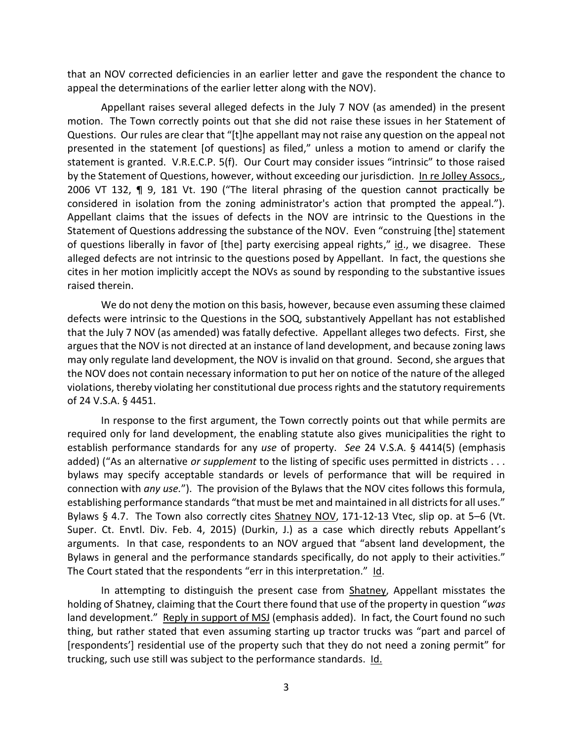that an NOV corrected deficiencies in an earlier letter and gave the respondent the chance to appeal the determinations of the earlier letter along with the NOV).

Appellant raises several alleged defects in the July 7 NOV (as amended) in the present motion. The Town correctly points out that she did not raise these issues in her Statement of Questions. Our rules are clear that "[t]he appellant may not raise any question on the appeal not presented in the statement [of questions] as filed," unless a motion to amend or clarify the statement is granted. V.R.E.C.P. 5(f). Our Court may consider issues "intrinsic" to those raised by the Statement of Questions, however, without exceeding our jurisdiction. In re Jolley Assocs., 2006 VT 132, ¶ 9, 181 Vt. 190 ("The literal phrasing of the question cannot practically be considered in isolation from the zoning administrator's action that prompted the appeal."). Appellant claims that the issues of defects in the NOV are intrinsic to the Questions in the Statement of Questions addressing the substance of the NOV. Even "construing [the] statement of questions liberally in favor of [the] party exercising appeal rights," id., we disagree. These alleged defects are not intrinsic to the questions posed by Appellant. In fact, the questions she cites in her motion implicitly accept the NOVs as sound by responding to the substantive issues raised therein.

We do not deny the motion on this basis, however, because even assuming these claimed defects were intrinsic to the Questions in the SOQ, substantively Appellant has not established that the July 7 NOV (as amended) was fatally defective. Appellant alleges two defects. First, she argues that the NOV is not directed at an instance of land development, and because zoning laws may only regulate land development, the NOV is invalid on that ground. Second, she argues that the NOV does not contain necessary information to put her on notice of the nature of the alleged violations, thereby violating her constitutional due process rights and the statutory requirements of 24 V.S.A. § 4451.

In response to the first argument, the Town correctly points out that while permits are required only for land development, the enabling statute also gives municipalities the right to establish performance standards for any *use* of property. *See* 24 V.S.A. § 4414(5) (emphasis added) ("As an alternative *or supplement* to the listing of specific uses permitted in districts . . . bylaws may specify acceptable standards or levels of performance that will be required in connection with *any use.*"). The provision of the Bylaws that the NOV cites follows this formula, establishing performance standards "that must be met and maintained in all districts for all uses." Bylaws § 4.7. The Town also correctly cites Shatney NOV, 171-12-13 Vtec, slip op. at 5–6 (Vt. Super. Ct. Envtl. Div. Feb. 4, 2015) (Durkin, J.) as a case which directly rebuts Appellant's arguments. In that case, respondents to an NOV argued that "absent land development, the Bylaws in general and the performance standards specifically, do not apply to their activities." The Court stated that the respondents "err in this interpretation." Id.

In attempting to distinguish the present case from Shatney, Appellant misstates the holding of Shatney, claiming that the Court there found that use of the property in question "*was* land development." Reply in support of MSJ (emphasis added). In fact, the Court found no such thing, but rather stated that even assuming starting up tractor trucks was "part and parcel of [respondents'] residential use of the property such that they do not need a zoning permit" for trucking, such use still was subject to the performance standards. Id.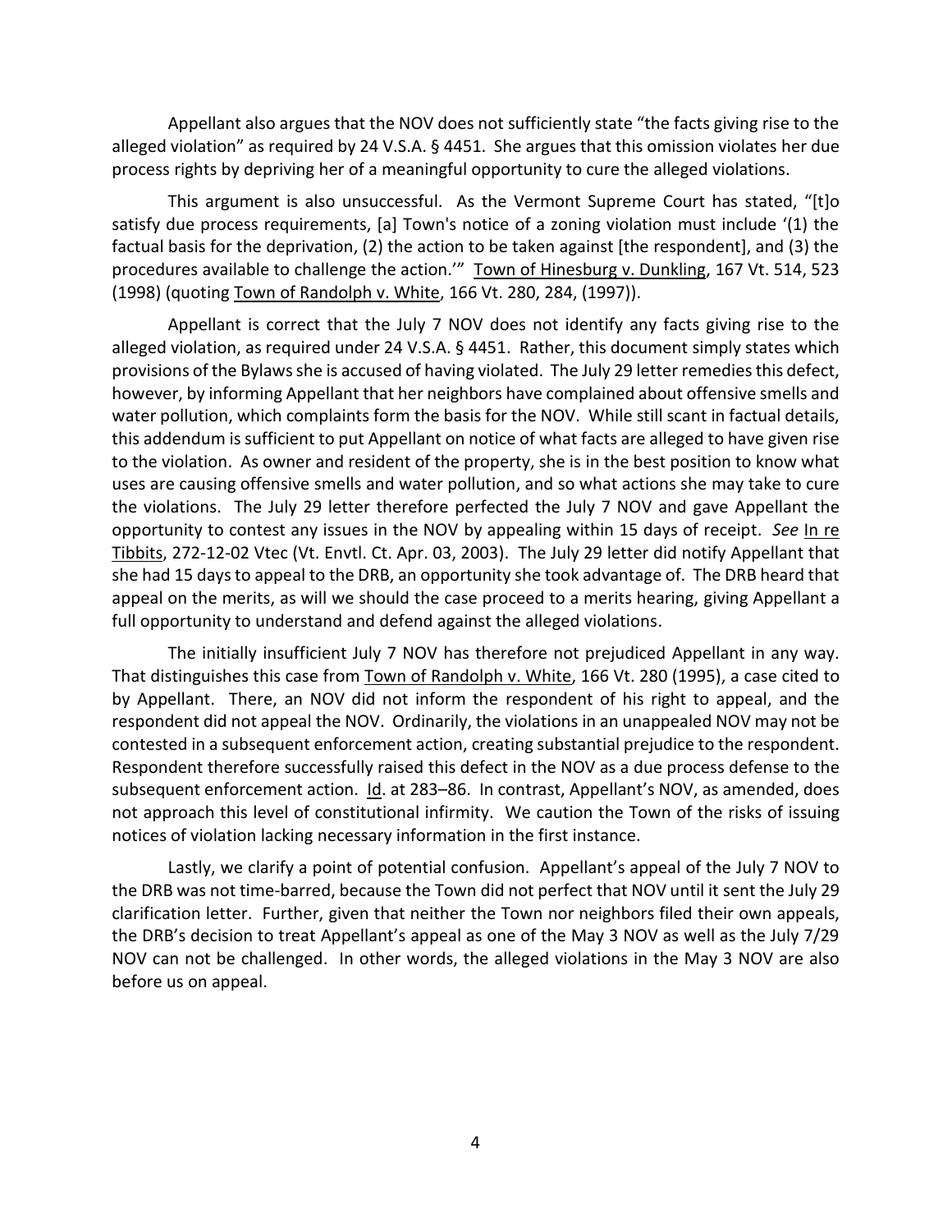Appellant also argues that the NOV does not sufficiently state "the facts giving rise to the alleged violation" as required by 24 V.S.A. § 4451. She argues that this omission violates her due process rights by depriving her of a meaningful opportunity to cure the alleged violations.

This argument is also unsuccessful. As the Vermont Supreme Court has stated, "[t]o satisfy due process requirements, [a] Town's notice of a zoning violation must include '(1) the factual basis for the deprivation, (2) the action to be taken against [the respondent], and (3) the procedures available to challenge the action.'" Town of Hinesburg v. Dunkling, 167 Vt. 514, 523 (1998) (quoting Town of Randolph v. White, 166 Vt. 280, 284, (1997)).

Appellant is correct that the July 7 NOV does not identify any facts giving rise to the alleged violation, as required under 24 V.S.A. § 4451. Rather, this document simply states which provisions of the Bylaws she is accused of having violated. The July 29 letter remedies this defect, however, by informing Appellant that her neighbors have complained about offensive smells and water pollution, which complaints form the basis for the NOV. While still scant in factual details, this addendum is sufficient to put Appellant on notice of what facts are alleged to have given rise to the violation. As owner and resident of the property, she is in the best position to know what uses are causing offensive smells and water pollution, and so what actions she may take to cure the violations. The July 29 letter therefore perfected the July 7 NOV and gave Appellant the opportunity to contest any issues in the NOV by appealing within 15 days of receipt. *See* In re Tibbits, 272-12-02 Vtec (Vt. Envtl. Ct. Apr. 03, 2003). The July 29 letter did notify Appellant that she had 15 days to appeal to the DRB, an opportunity she took advantage of. The DRB heard that appeal on the merits, as will we should the case proceed to a merits hearing, giving Appellant a full opportunity to understand and defend against the alleged violations.

The initially insufficient July 7 NOV has therefore not prejudiced Appellant in any way. That distinguishes this case from Town of Randolph v. White, 166 Vt. 280 (1995), a case cited to by Appellant. There, an NOV did not inform the respondent of his right to appeal, and the respondent did not appeal the NOV. Ordinarily, the violations in an unappealed NOV may not be contested in a subsequent enforcement action, creating substantial prejudice to the respondent. Respondent therefore successfully raised this defect in the NOV as a due process defense to the subsequent enforcement action. Id. at 283–86. In contrast, Appellant's NOV, as amended, does not approach this level of constitutional infirmity. We caution the Town of the risks of issuing notices of violation lacking necessary information in the first instance.

Lastly, we clarify a point of potential confusion. Appellant's appeal of the July 7 NOV to the DRB was not time-barred, because the Town did not perfect that NOV until it sent the July 29 clarification letter. Further, given that neither the Town nor neighbors filed their own appeals, the DRB's decision to treat Appellant's appeal as one of the May 3 NOV as well as the July 7/29 NOV can not be challenged. In other words, the alleged violations in the May 3 NOV are also before us on appeal.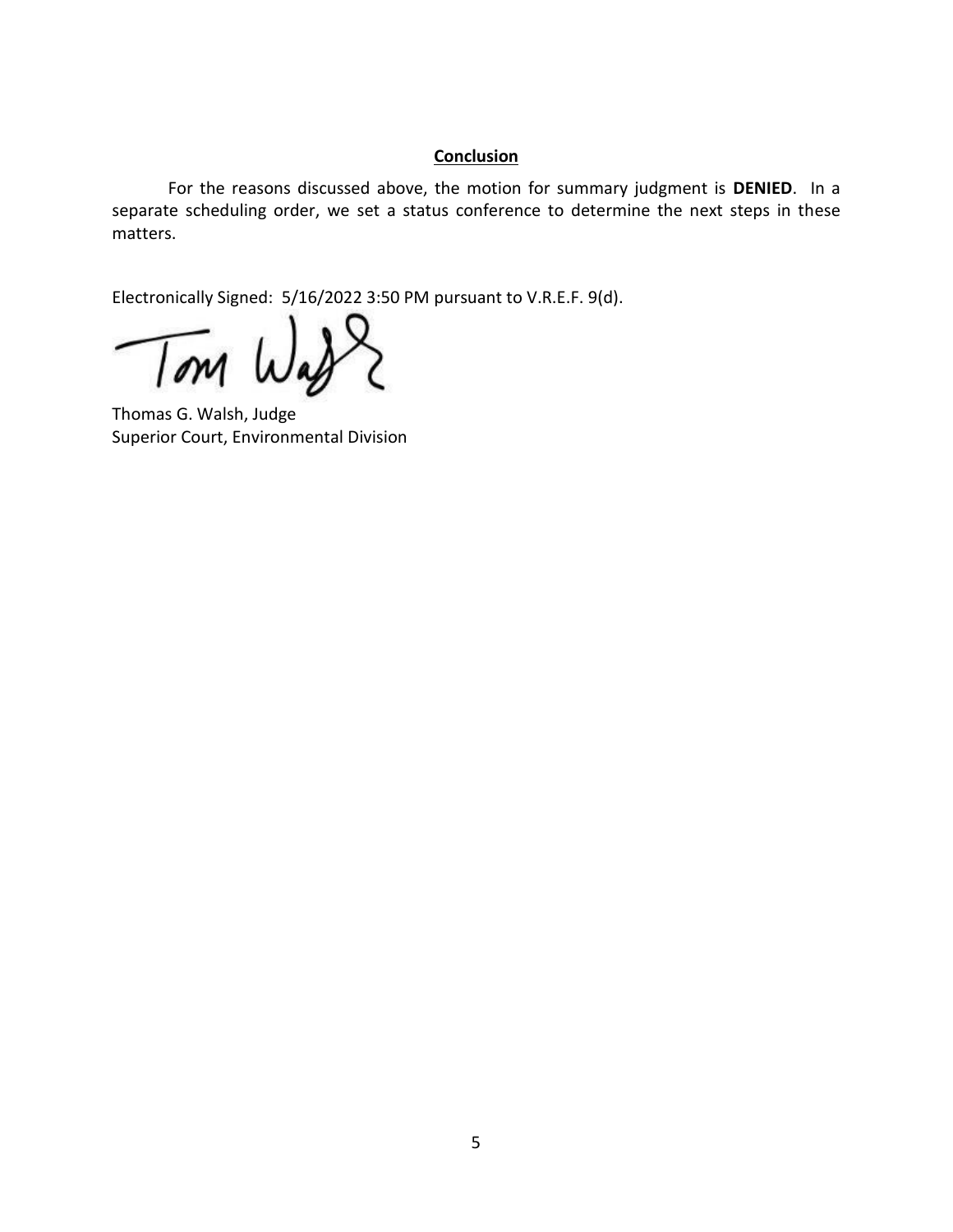## **Conclusion**

For the reasons discussed above, the motion for summary judgment is **DENIED**. In a separate scheduling order, we set a status conference to determine the next steps in these matters.

Electronically Signed: 5/16/2022 3:50 PM pursuant to V.R.E.F. 9(d).

Tom Walsh

Thomas G. Walsh, Judge
Superior Court, Environmental Division